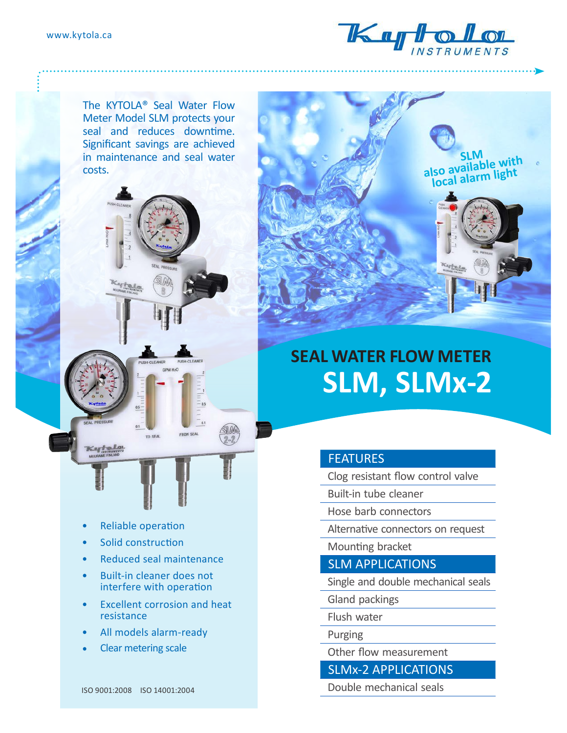www.kytola.ca

Kytola INSTRUMENTS

The KYTOLA® Seal Water Flow Meter Model SLM protects your seal and reduces downtime. Significant savings are achieved in maintenance and seal water costs.

**SLM also available with local alarm light**

# SEAL WATER FLOW METER

# SLM, SLMx-2

- Reliable operation
- Solid construction
- Reduced seal maintenance
- Built-in cleaner does not interfere with operation
- Excellent corrosion and heat resistance
- All models alarm-ready
- Clear metering scale

| FEATURES |
| --- |
| Clog resistant flow control valve |
| Built-in tube cleaner |
| Hose barb connectors |
| Alternative connectors on request |
| Mounting bracket |
| **SLM APPLICATIONS** |
| Single and double mechanical seals |
| Gland packings |
| Flush water |
| Purging |
| Other flow measurement |
| **SLMx-2 APPLICATIONS** |
| Double mechanical seals |

ISO 9001:2008 ISO 14001:2004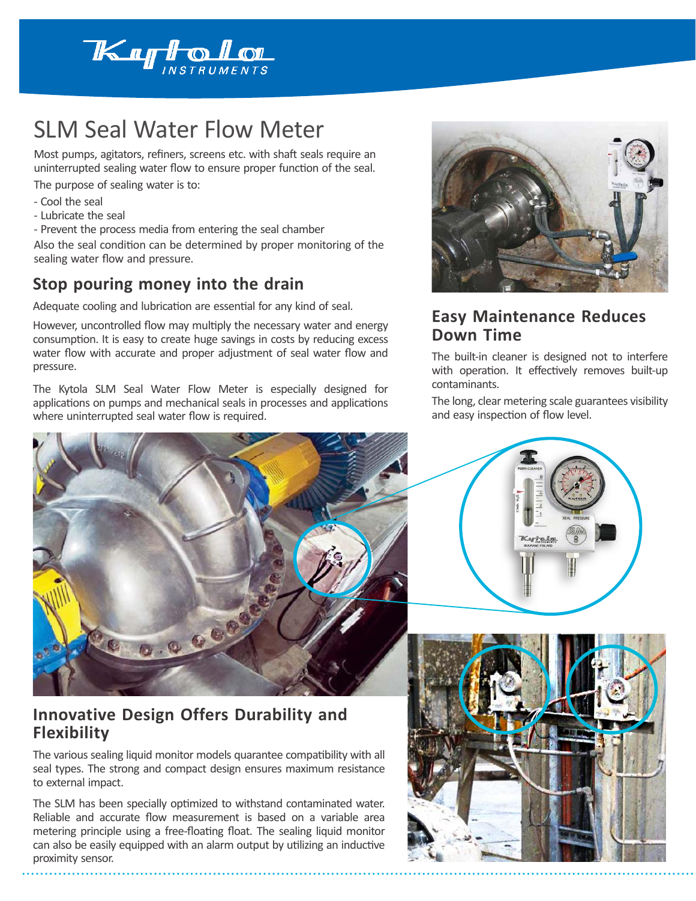# SLM Seal Water Flow Meter

Most pumps, agitators, refiners, screens etc. with shaft seals require an uninterrupted sealing water flow to ensure proper function of the seal.

The purpose of sealing water is to:

- Cool the seal
- Lubricate the seal
- Prevent the process media from entering the seal chamber

Also the seal condition can be determined by proper monitoring of the sealing water flow and pressure.

## Stop pouring money into the drain

Adequate cooling and lubrication are essential for any kind of seal.

However, uncontrolled flow may multiply the necessary water and energy consumption. It is easy to create huge savings in costs by reducing excess water flow with accurate and proper adjustment of seal water flow and pressure.

The Kytola SLM Seal Water Flow Meter is especially designed for applications on pumps and mechanical seals in processes and applications where uninterrupted seal water flow is required.

## Easy Maintenance Reduces Down Time

The built-in cleaner is designed not to interfere with operation. It effectively removes built-up contaminants.

The long, clear metering scale guarantees visibility and easy inspection of flow level.

## Innovative Design Offers Durability and Flexibility

The various sealing liquid monitor models quarantee compatibility with all seal types. The strong and compact design ensures maximum resistance to external impact.

The SLM has been specially optimized to withstand contaminated water. Reliable and accurate flow measurement is based on a variable area metering principle using a free-floating float. The sealing liquid monitor can also be easily equipped with an alarm output by utilizing an inductive proximity sensor.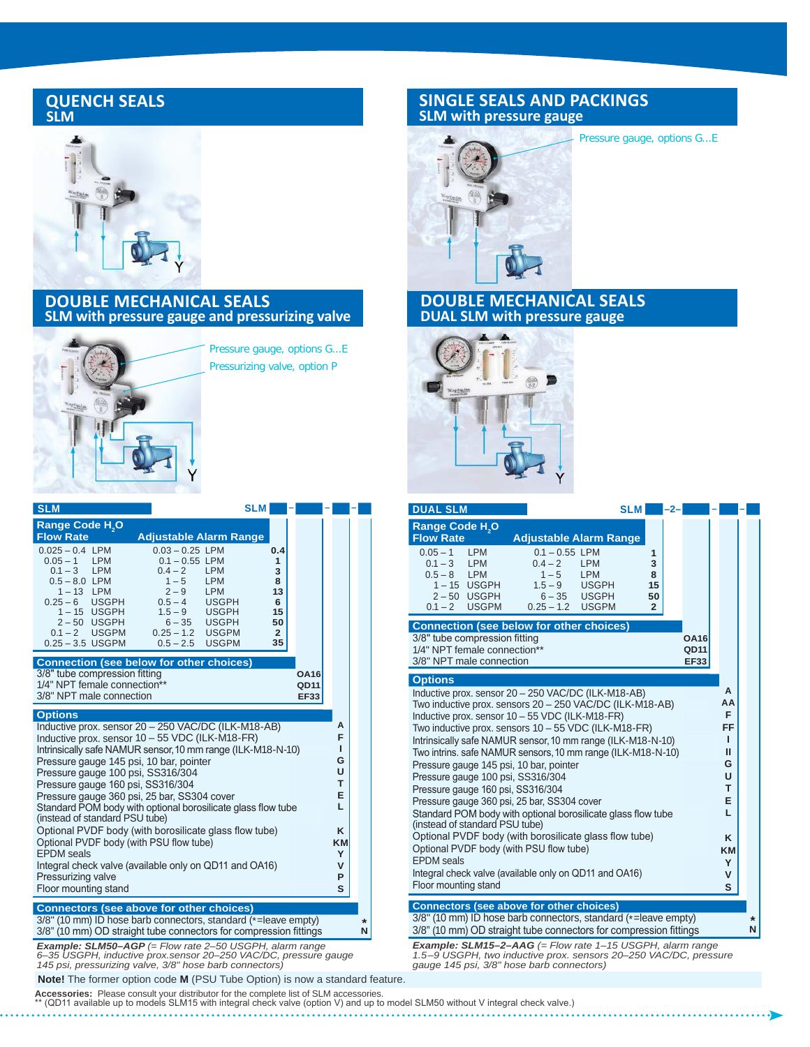## QUENCH SEALS
### SLM

## SINGLE SEALS AND PACKINGS
### SLM with pressure gauge

Pressure gauge, options G...E

## DOUBLE MECHANICAL SEALS
### SLM with pressure gauge and pressurizing valve

Pressure gauge, options G...E

Pressurizing valve, option P

## DOUBLE MECHANICAL SEALS
### DUAL SLM with pressure gauge

### SLM

SLM ___ – ___ – ___ – ___

**Range Code $H_2O$**

| Flow Rate | Adjustable Alarm Range | Code |
|---|---|---|
| 0.025 – 0.4 LPM | 0.03 – 0.25 LPM | 0.4 |
| 0.05 – 1 LPM | 0.1 – 0.55 LPM | 1 |
| 0.1 – 3 LPM | 0.4 – 2 LPM | 3 |
| 0.5 – 8.0 LPM | 1 – 5 LPM | 8 |
| 1 – 13 LPM | 2 – 9 LPM | 13 |
| 0.25 – 6 USGPH | 0.5 – 4 USGPH | 6 |
| 1 – 15 USGPH | 1.5 – 9 USGPH | 15 |
| 2 – 50 USGPH | 6 – 35 USGPH | 50 |
| 0.1 – 2 USGPM | 0.25 – 1.2 USGPM | 2 |
| 0.25 – 3.5 USGPM | 0.5 – 2.5 USGPM | 35 |

| Connection (see below for other choices) | |
|---|---|
| 3/8" tube compression fitting | OA16 |
| 1/4" NPT female connection** | QD11 |
| 3/8" NPT male connection | EF33 |

| Options | |
|---|---|
| Inductive prox. sensor 20 – 250 VAC/DC (ILK-M18-AB) | A |
| Inductive prox. sensor 10 – 55 VDC (ILK-M18-FR) | F |
| Intrinsically safe NAMUR sensor, 10 mm range (ILK-M18-N-10) | I |
| Pressure gauge 145 psi, 10 bar, pointer | G |
| Pressure gauge 100 psi, SS316/304 | U |
| Pressure gauge 160 psi, SS316/304 | T |
| Pressure gauge 360 psi, 25 bar, SS304 cover | E |
| Standard POM body with optional borosilicate glass flow tube (instead of standard PSU tube) | L |
| Optional PVDF body (with borosilicate glass flow tube) | K |
| Optional PVDF body (with PSU flow tube) | KM |
| EPDM seals | Y |
| Integral check valve (available only on QD11 and OA16) | V |
| Pressurizing valve | P |
| Floor mounting stand | S |

| Connectors (see above for other choices) | |
|---|---|
| 3/8" (10 mm) ID hose barb connectors, standard (*=leave empty) | * |
| 3/8" (10 mm) OD straight tube connectors for compression fittings | N |

***Example: SLM50–AGP*** *(= Flow rate 2–50 USGPH, alarm range 6–35 USGPH, inductive prox.sensor 20–250 VAC/DC, pressure gauge 145 psi, pressurizing valve, 3/8" hose barb connectors)*

### DUAL SLM

SLM ___ –2– ___ – ___ – ___

**Range Code $H_2O$**

| Flow Rate | Adjustable Alarm Range | Code |
|---|---|---|
| 0.05 – 1 LPM | 0.1 – 0.55 LPM | 1 |
| 0.1 – 3 LPM | 0.4 – 2 LPM | 3 |
| 0.5 – 8 LPM | 1 – 5 LPM | 8 |
| 1 – 15 USGPH | 1.5 – 9 USGPH | 15 |
| 2 – 50 USGPH | 6 – 35 USGPH | 50 |
| 0.1 – 2 USGPM | 0.25 – 1.2 USGPM | 2 |

| Connection (see below for other choices) | |
|---|---|
| 3/8" tube compression fitting | OA16 |
| 1/4" NPT female connection** | QD11 |
| 3/8" NPT male connection | EF33 |

| Options | |
|---|---|
| Inductive prox. sensor 20 – 250 VAC/DC (ILK-M18-AB) | A |
| Two inductive prox. sensors 20 – 250 VAC/DC (ILK-M18-AB) | AA |
| Inductive prox. sensor 10 – 55 VDC (ILK-M18-FR) | F |
| Two inductive prox. sensors 10 – 55 VDC (ILK-M18-FR) | FF |
| Intrinsically safe NAMUR sensor, 10 mm range (ILK-M18-N-10) | I |
| Two intrins. safe NAMUR sensors, 10 mm range (ILK-M18-N-10) | II |
| Pressure gauge 145 psi, 10 bar, pointer | G |
| Pressure gauge 100 psi, SS316/304 | U |
| Pressure gauge 160 psi, SS316/304 | T |
| Pressure gauge 360 psi, 25 bar, SS304 cover | E |
| Standard POM body with optional borosilicate glass flow tube (instead of standard PSU tube) | L |
| Optional PVDF body (with borosilicate glass flow tube) | K |
| Optional PVDF body (with PSU flow tube) | KM |
| EPDM seals | Y |
| Integral check valve (available only on QD11 and OA16) | V |
| Floor mounting stand | S |

| Connectors (see above for other choices) | |
|---|---|
| 3/8" (10 mm) ID hose barb connectors, standard (*=leave empty) | * |
| 3/8" (10 mm) OD straight tube connectors for compression fittings | N |

***Example: SLM15–2–AAG*** *(= Flow rate 1–15 USGPH, alarm range 1.5–9 USGPH, two inductive prox. sensors 20–250 VAC/DC, pressure gauge 145 psi, 3/8" hose barb connectors)*

**Note!** The former option code **M** (PSU Tube Option) is now a standard feature.

**Accessories:** Please consult your distributor for the complete list of SLM accessories.
** (QD11 available up to models SLM15 with integral check valve (option V) and up to model SLM50 without V integral check valve.)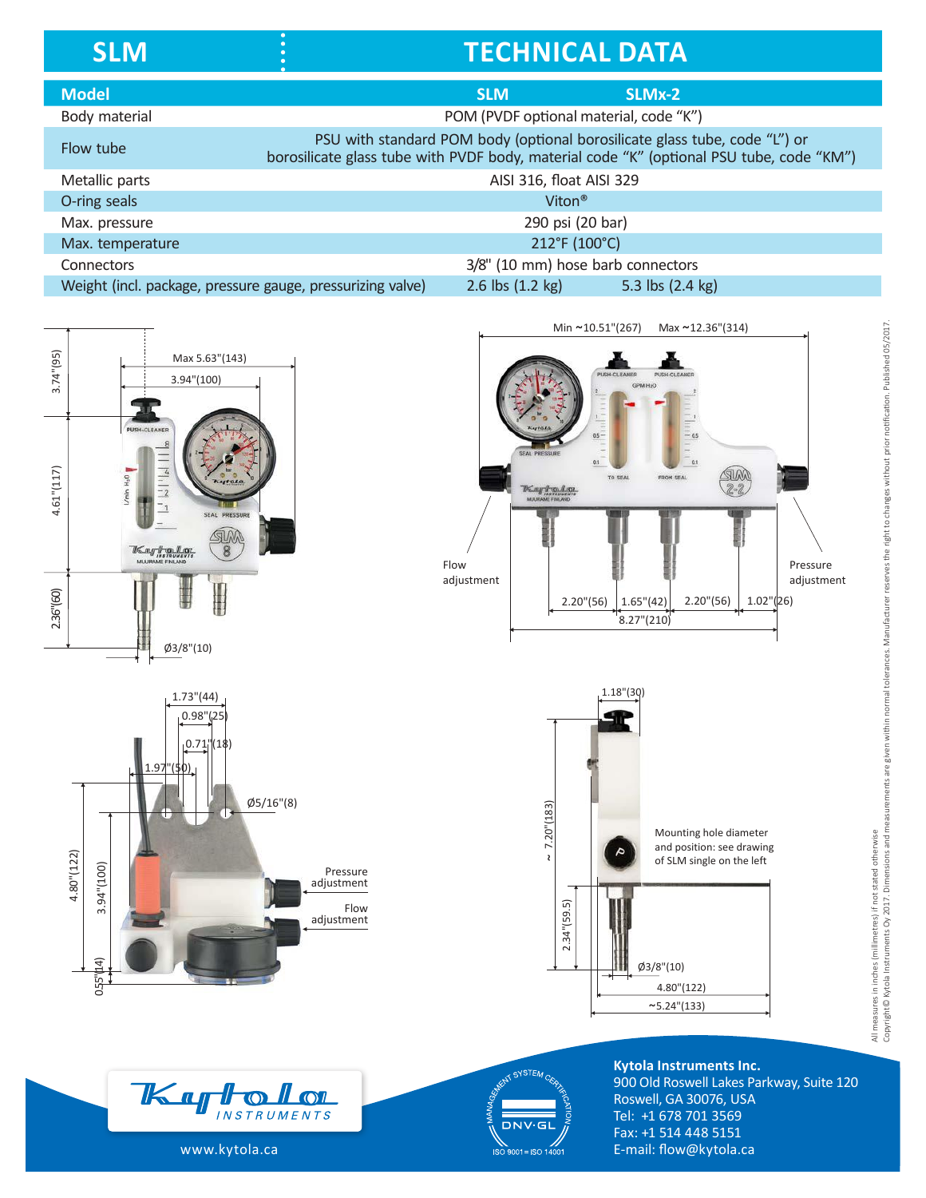# SLM — TECHNICAL DATA

| Model | SLM | SLMx-2 |
|---|---|---|
| Body material | POM (PVDF optional material, code "L") | |
| Flow tube | PSU with standard POM body (optional borosilicate glass tube, code "L") or borosilicate glass tube with PVDF body, material code "K" (optional PSU tube, code "KM") | |
| Metallic parts | AISI 316, float AISI 329 | |
| O-ring seals | Viton® | |
| Max. pressure | 290 psi (20 bar) | |
| Max. temperature | 212°F (100°C) | |
| Connectors | 3/8" (10 mm) hose barb connectors | |
| Weight (incl. package, pressure gauge, pressurizing valve) | 2.6 lbs (1.2 kg) | 5.3 lbs (2.4 kg) |

Max 5.63"(143)
3.94"(100)
3.74"(95)
4.61"(117)
2.36"(60)
Ø3/8"(10)

Min ~10.51"(267) Max ~12.36"(314)
Flow adjustment
Pressure adjustment
2.20"(56) 1.65"(42) 2.20"(56) 1.02"(26)
8.27"(210)

1.73"(44)
0.98"(25)
0.71"(18)
1.97"(50)
Ø5/16"(8)
4.80"(122)
3.94"(100)
0.55"(14)
Pressure adjustment
Flow adjustment

1.18"(30)
~ 7.20"(183)
2.34"(59.5)
Mounting hole diameter and position: see drawing of SLM single on the left
Ø3/8"(10)
4.80"(122)
~5.24"(133)

All measures in inches (millimetres) if not stated otherwise
Copyright© Kytola Instruments Oy 2017. Dimensions and measurements are given within normal tolerances. Manufacturer reserves the right to changes without prior notification. Published 05/2017.

Kytola INSTRUMENTS
www.kytola.ca

MANAGEMENT SYSTEM CERTIFICATION
DNV·GL
ISO 9001 = ISO 14001

**Kytola Instruments Inc.**
900 Old Roswell Lakes Parkway, Suite 120
Roswell, GA 30076, USA
Tel: +1 678 701 3569
Fax: +1 514 448 5151
E-mail: flow@kytola.ca